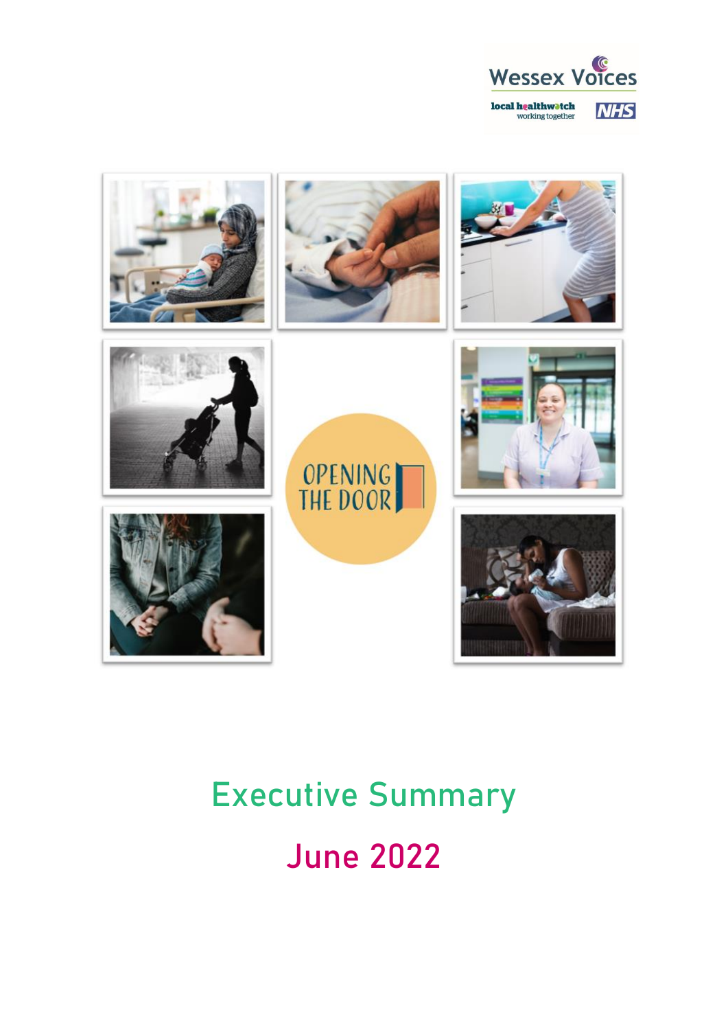Wessex Voices

local healthwatch working together

NHS

OPENING THE DOOR

# Executive Summary

## June 2022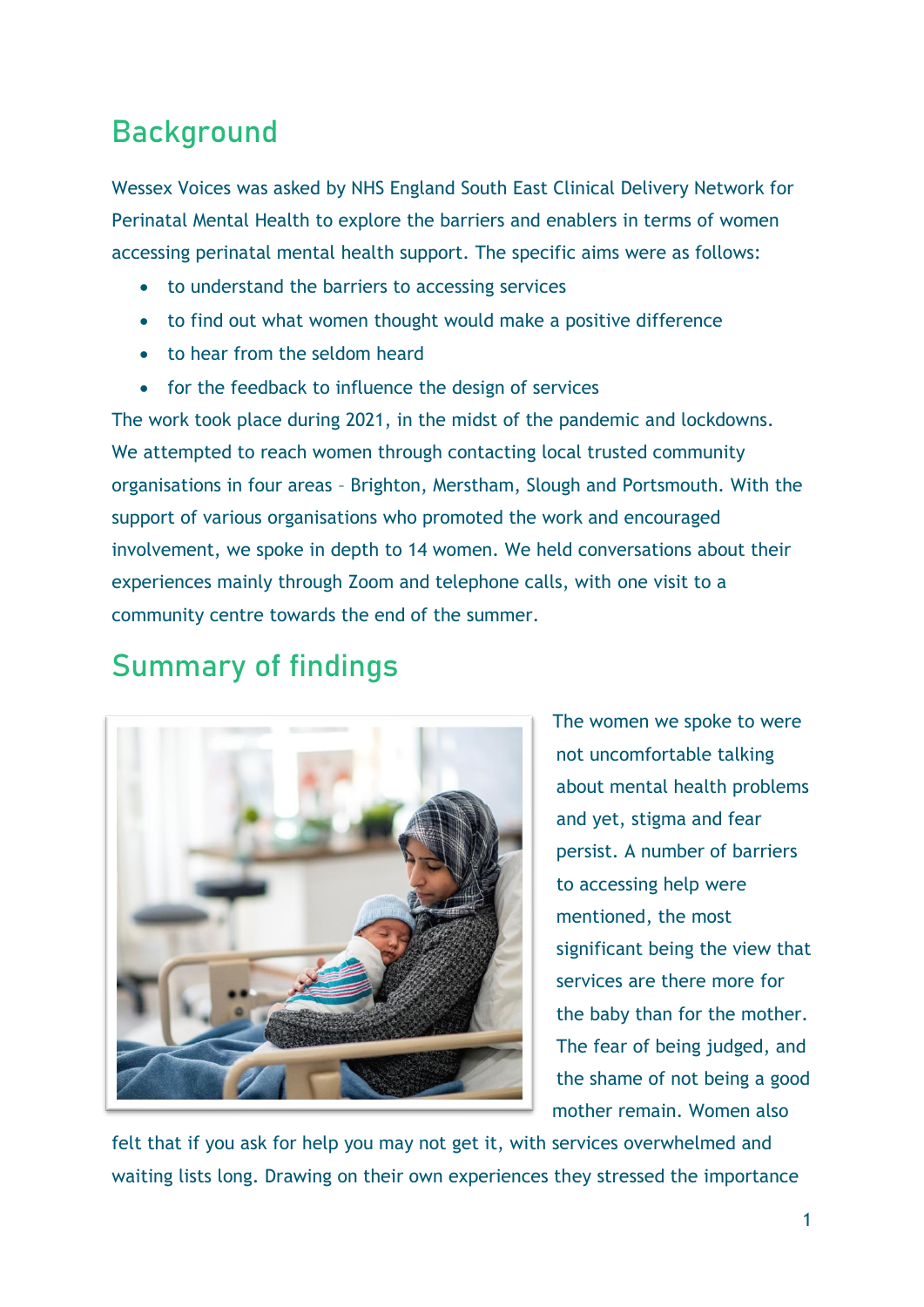## Background

Wessex Voices was asked by NHS England South East Clinical Delivery Network for Perinatal Mental Health to explore the barriers and enablers in terms of women accessing perinatal mental health support. The specific aims were as follows:

- to understand the barriers to accessing services
- to find out what women thought would make a positive difference
- to hear from the seldom heard
- for the feedback to influence the design of services

The work took place during 2021, in the midst of the pandemic and lockdowns. We attempted to reach women through contacting local trusted community organisations in four areas – Brighton, Merstham, Slough and Portsmouth. With the support of various organisations who promoted the work and encouraged involvement, we spoke in depth to 14 women. We held conversations about their experiences mainly through Zoom and telephone calls, with one visit to a community centre towards the end of the summer.

## Summary of findings

The women we spoke to were not uncomfortable talking about mental health problems and yet, stigma and fear persist. A number of barriers to accessing help were mentioned, the most significant being the view that services are there more for the baby than for the mother. The fear of being judged, and the shame of not being a good mother remain. Women also felt that if you ask for help you may not get it, with services overwhelmed and waiting lists long. Drawing on their own experiences they stressed the importance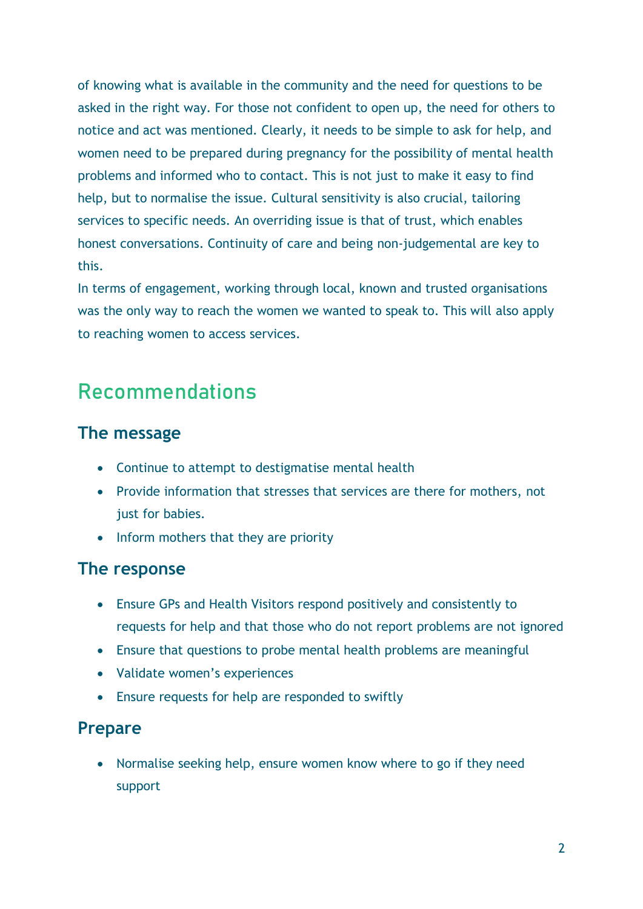of knowing what is available in the community and the need for questions to be asked in the right way. For those not confident to open up, the need for others to notice and act was mentioned. Clearly, it needs to be simple to ask for help, and women need to be prepared during pregnancy for the possibility of mental health problems and informed who to contact. This is not just to make it easy to find help, but to normalise the issue. Cultural sensitivity is also crucial, tailoring services to specific needs. An overriding issue is that of trust, which enables honest conversations. Continuity of care and being non-judgemental are key to this.

In terms of engagement, working through local, known and trusted organisations was the only way to reach the women we wanted to speak to. This will also apply to reaching women to access services.

## Recommendations

### The message

- Continue to attempt to destigmatise mental health
- Provide information that stresses that services are there for mothers, not just for babies.
- Inform mothers that they are priority

### The response

- Ensure GPs and Health Visitors respond positively and consistently to requests for help and that those who do not report problems are not ignored
- Ensure that questions to probe mental health problems are meaningful
- Validate women's experiences
- Ensure requests for help are responded to swiftly

### Prepare

- Normalise seeking help, ensure women know where to go if they need support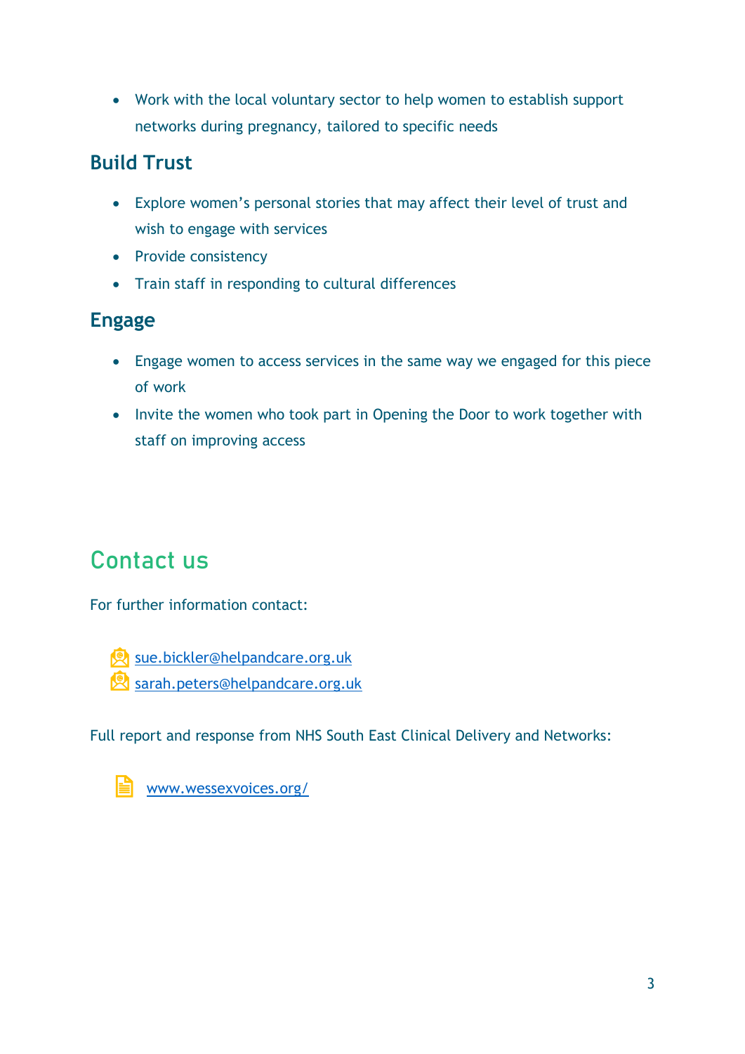- Work with the local voluntary sector to help women to establish support networks during pregnancy, tailored to specific needs

### Build Trust

- Explore women's personal stories that may affect their level of trust and wish to engage with services
- Provide consistency
- Train staff in responding to cultural differences

### Engage

- Engage women to access services in the same way we engaged for this piece of work
- Invite the women who took part in Opening the Door to work together with staff on improving access

## Contact us

For further information contact:

sue.bickler@helpandcare.org.uk
sarah.peters@helpandcare.org.uk

Full report and response from NHS South East Clinical Delivery and Networks:

www.wessexvoices.org/